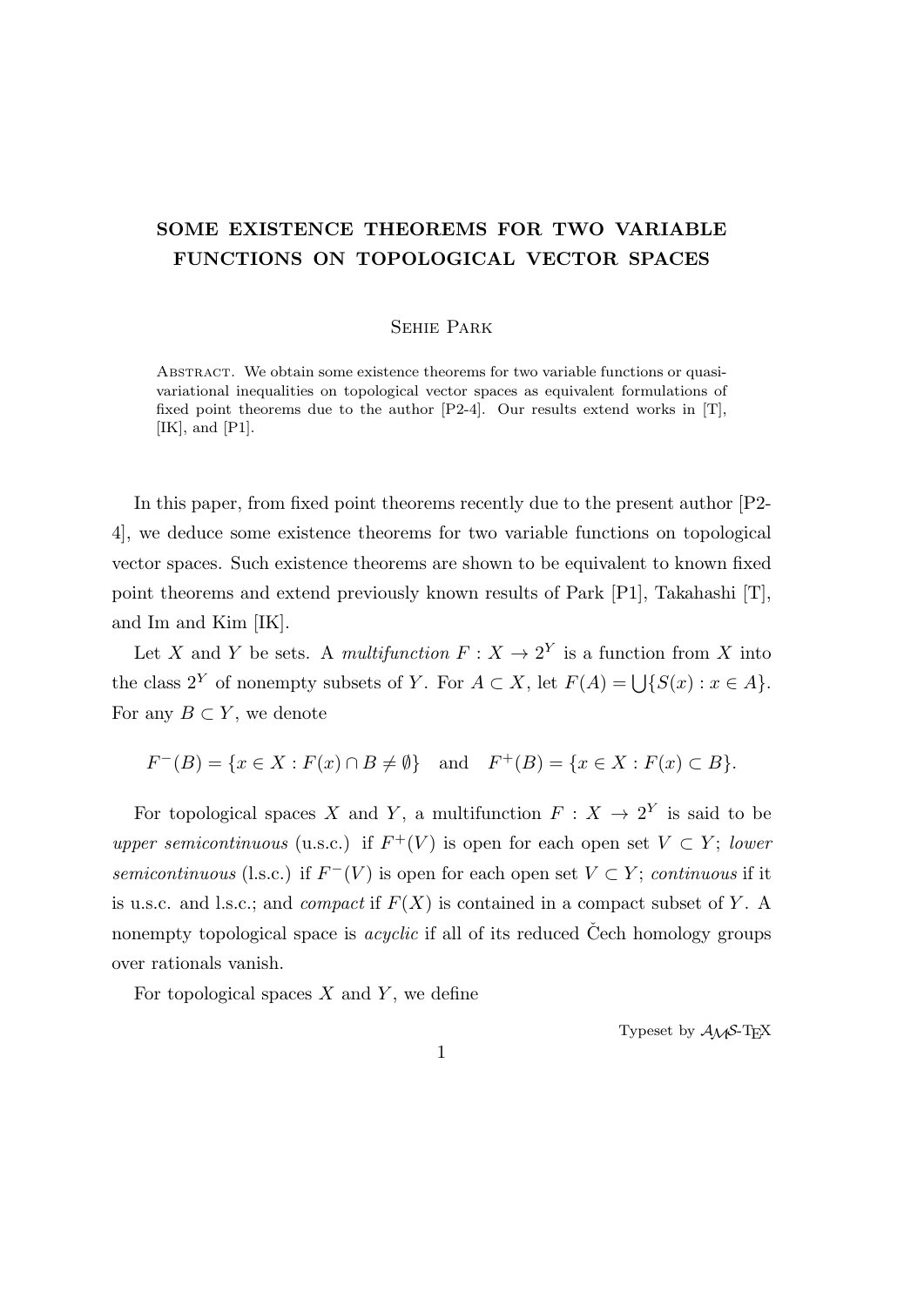# SOME EXISTENCE THEOREMS FOR TWO VARIABLE FUNCTIONS ON TOPOLOGICAL VECTOR SPACES

Sehie Park

Abstract. We obtain some existence theorems for two variable functions or quasi-variational inequalities on topological vector spaces as equivalent formulations of fixed point theorems due to the author [P2-4]. Our results extend works in [T], [IK], and [P1].

In this paper, from fixed point theorems recently due to the present author [P2-4], we deduce some existence theorems for two variable functions on topological vector spaces. Such existence theorems are shown to be equivalent to known fixed point theorems and extend previously known results of Park [P1], Takahashi [T], and Im and Kim [IK].

Let $X$ and $Y$ be sets. A *multifunction* $F : X \to 2^Y$ is a function from $X$ into the class $2^Y$ of nonempty subsets of $Y$. For $A \subset X$, let $F(A) = \bigcup\{S(x) : x \in A\}$. For any $B \subset Y$, we denote

$$F^-(B) = \{x \in X : F(x) \cap B \neq \emptyset\} \quad \text{and} \quad F^+(B) = \{x \in X : F(x) \subset B\}.$$

For topological spaces $X$ and $Y$, a multifunction $F : X \to 2^Y$ is said to be *upper semicontinuous* (u.s.c.) if $F^+(V)$ is open for each open set $V \subset Y$; *lower semicontinuous* (l.s.c.) if $F^-(V)$ is open for each open set $V \subset Y$; *continuous* if it is u.s.c. and l.s.c.; and *compact* if $F(X)$ is contained in a compact subset of $Y$. A nonempty topological space is *acyclic* if all of its reduced Čech homology groups over rationals vanish.

For topological spaces $X$ and $Y$, we define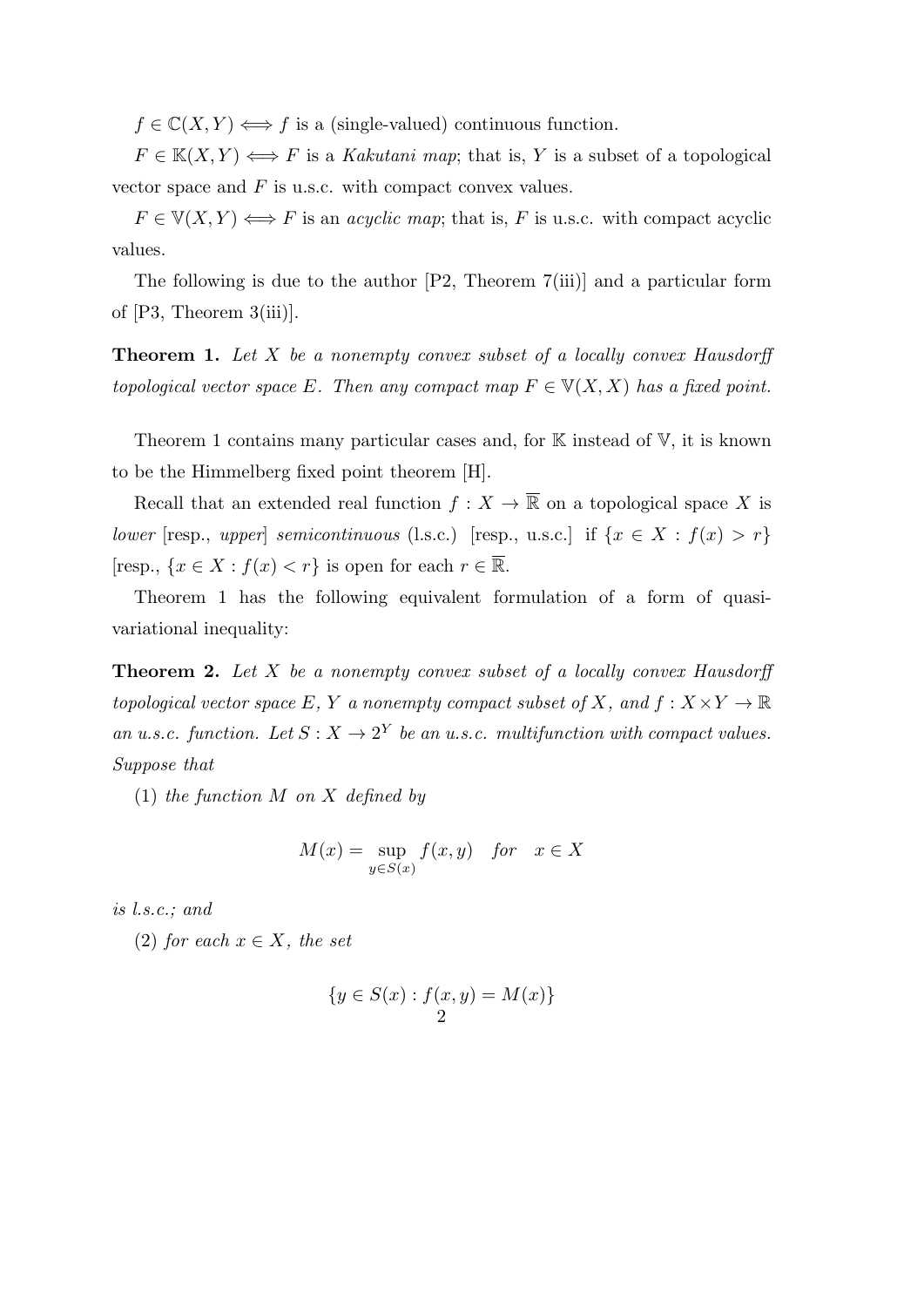$f \in \mathbb{C}(X, Y) \iff f$ is a (single-valued) continuous function.

$F \in \mathbb{K}(X, Y) \iff F$ is a *Kakutani map*; that is, $Y$ is a subset of a topological vector space and $F$ is u.s.c. with compact convex values.

$F \in \mathbb{V}(X, Y) \iff F$ is an *acyclic map*; that is, $F$ is u.s.c. with compact acyclic values.

The following is due to the author [P2, Theorem 7(iii)] and a particular form of [P3, Theorem 3(iii)].

**Theorem 1.** *Let $X$ be a nonempty convex subset of a locally convex Hausdorff topological vector space $E$. Then any compact map $F \in \mathbb{V}(X, X)$ has a fixed point.*

Theorem 1 contains many particular cases and, for $\mathbb{K}$ instead of $\mathbb{V}$, it is known to be the Himmelberg fixed point theorem [H].

Recall that an extended real function $f : X \to \overline{\mathbb{R}}$ on a topological space $X$ is *lower* [resp., *upper*] *semicontinuous* (l.s.c.) [resp., u.s.c.] if $\{x \in X : f(x) > r\}$ [resp., $\{x \in X : f(x) < r\}$ is open for each $r \in \overline{\mathbb{R}}$.

Theorem 1 has the following equivalent formulation of a form of quasi-variational inequality:

**Theorem 2.** *Let $X$ be a nonempty convex subset of a locally convex Hausdorff topological vector space $E$, $Y$ a nonempty compact subset of $X$, and $f : X \times Y \to \mathbb{R}$ an u.s.c. function. Let $S : X \to 2^Y$ be an u.s.c. multifunction with compact values. Suppose that*

(1) *the function $M$ on $X$ defined by*

$$M(x) = \sup_{y \in S(x)} f(x, y) \quad \text{for} \quad x \in X$$

*is l.s.c.; and*

(2) *for each $x \in X$, the set*

$$\{y \in S(x) : f(x, y) = M(x)\}$$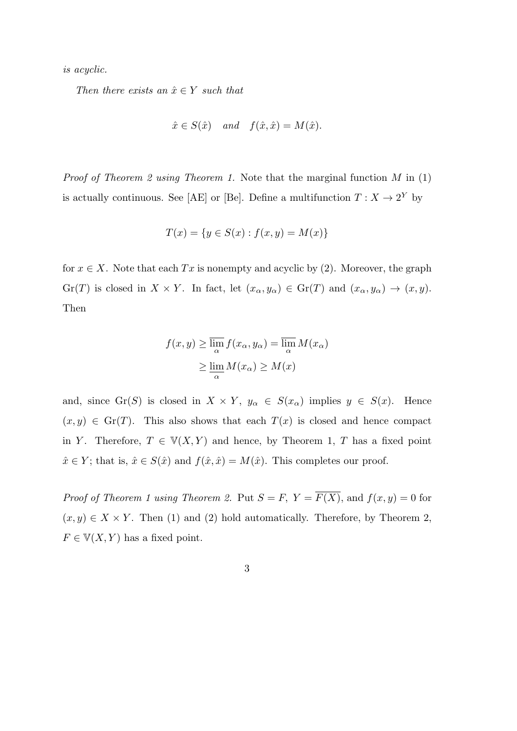*is acyclic.*

*Then there exists an $\hat{x} \in Y$ such that*

$$\hat{x} \in S(\hat{x}) \quad \textit{and} \quad f(\hat{x}, \hat{x}) = M(\hat{x}).$$

*Proof of Theorem 2 using Theorem 1.* Note that the marginal function $M$ in (1) is actually continuous. See [AE] or [Be]. Define a multifunction $T : X \to 2^Y$ by

$$T(x) = \{y \in S(x) : f(x, y) = M(x)\}$$

for $x \in X$. Note that each $Tx$ is nonempty and acyclic by (2). Moreover, the graph $\mathrm{Gr}(T)$ is closed in $X \times Y$. In fact, let $(x_\alpha, y_\alpha) \in \mathrm{Gr}(T)$ and $(x_\alpha, y_\alpha) \to (x, y)$. Then

$$\begin{aligned} f(x, y) &\geq \overline{\lim_{\alpha}}\, f(x_\alpha, y_\alpha) = \overline{\lim_{\alpha}}\, M(x_\alpha) \\ &\geq \underline{\lim_{\alpha}}\, M(x_\alpha) \geq M(x) \end{aligned}$$

and, since $\mathrm{Gr}(S)$ is closed in $X \times Y$, $y_\alpha \in S(x_\alpha)$ implies $y \in S(x)$. Hence $(x, y) \in \mathrm{Gr}(T)$. This also shows that each $T(x)$ is closed and hence compact in $Y$. Therefore, $T \in \mathbb{V}(X, Y)$ and hence, by Theorem 1, $T$ has a fixed point $\hat{x} \in Y$; that is, $\hat{x} \in S(\hat{x})$ and $f(\hat{x}, \hat{x}) = M(\hat{x})$. This completes our proof.

*Proof of Theorem 1 using Theorem 2.* Put $S = F$, $Y = \overline{F(X)}$, and $f(x, y) = 0$ for $(x, y) \in X \times Y$. Then (1) and (2) hold automatically. Therefore, by Theorem 2, $F \in \mathbb{V}(X, Y)$ has a fixed point.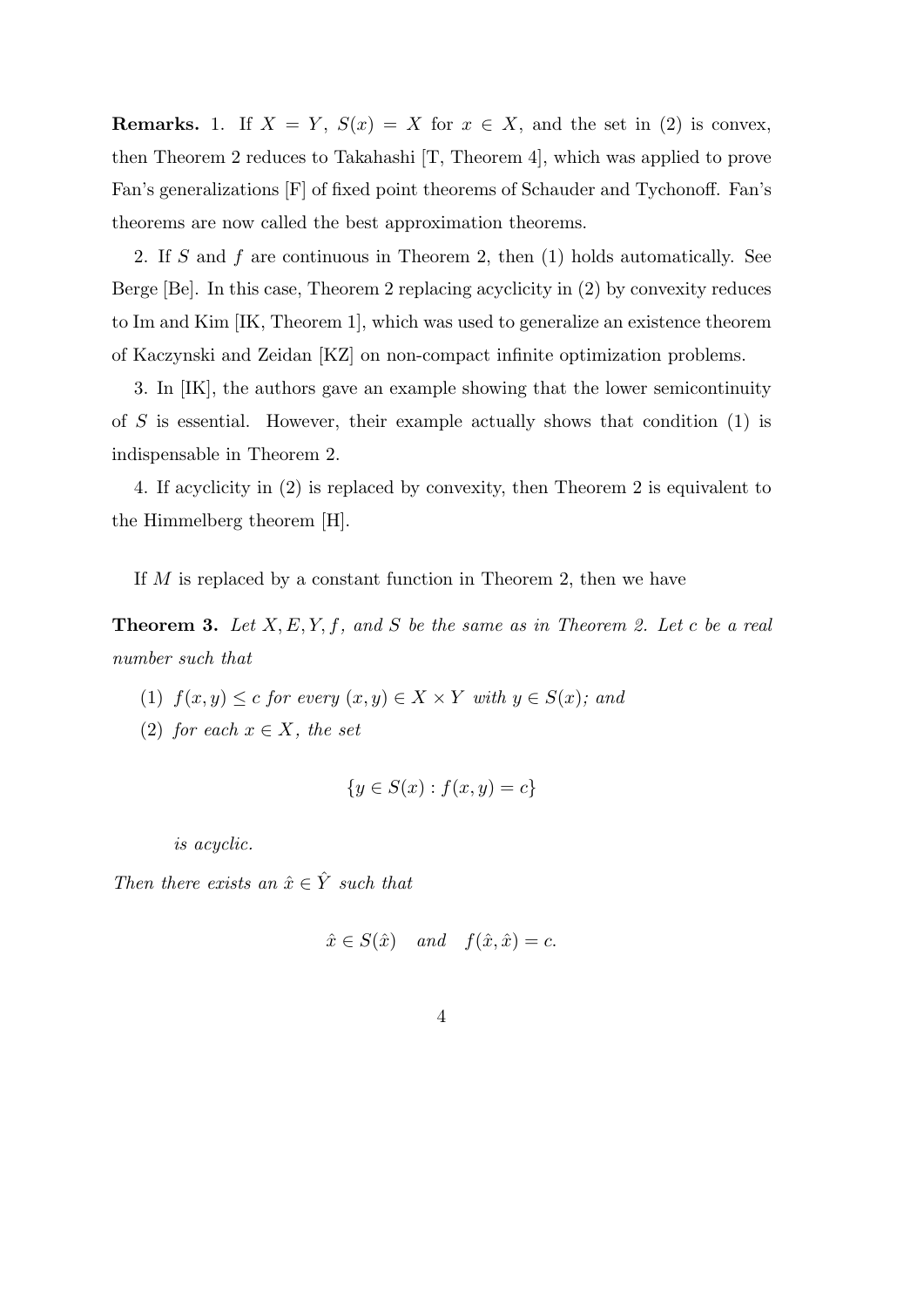**Remarks.** 1. If $X = Y$, $S(x) = X$ for $x \in X$, and the set in (2) is convex, then Theorem 2 reduces to Takahashi [T, Theorem 4], which was applied to prove Fan's generalizations [F] of fixed point theorems of Schauder and Tychonoff. Fan's theorems are now called the best approximation theorems.

2. If $S$ and $f$ are continuous in Theorem 2, then (1) holds automatically. See Berge [Be]. In this case, Theorem 2 replacing acyclicity in (2) by convexity reduces to Im and Kim [IK, Theorem 1], which was used to generalize an existence theorem of Kaczynski and Zeidan [KZ] on non-compact infinite optimization problems.

3. In [IK], the authors gave an example showing that the lower semicontinuity of $S$ is essential. However, their example actually shows that condition (1) is indispensable in Theorem 2.

4. If acyclicity in (2) is replaced by convexity, then Theorem 2 is equivalent to the Himmelberg theorem [H].

If $M$ is replaced by a constant function in Theorem 2, then we have

**Theorem 3.** *Let $X, E, Y, f$, and $S$ be the same as in Theorem 2. Let $c$ be a real number such that*

(1) *$f(x, y) \leq c$ for every $(x, y) \in X \times Y$ with $y \in S(x)$; and*

(2) *for each $x \in X$, the set*

$$\{y \in S(x) : f(x, y) = c\}$$

*is acyclic.*

*Then there exists an $\hat{x} \in \hat{Y}$ such that*

$$\hat{x} \in S(\hat{x}) \quad \text{and} \quad f(\hat{x}, \hat{x}) = c.$$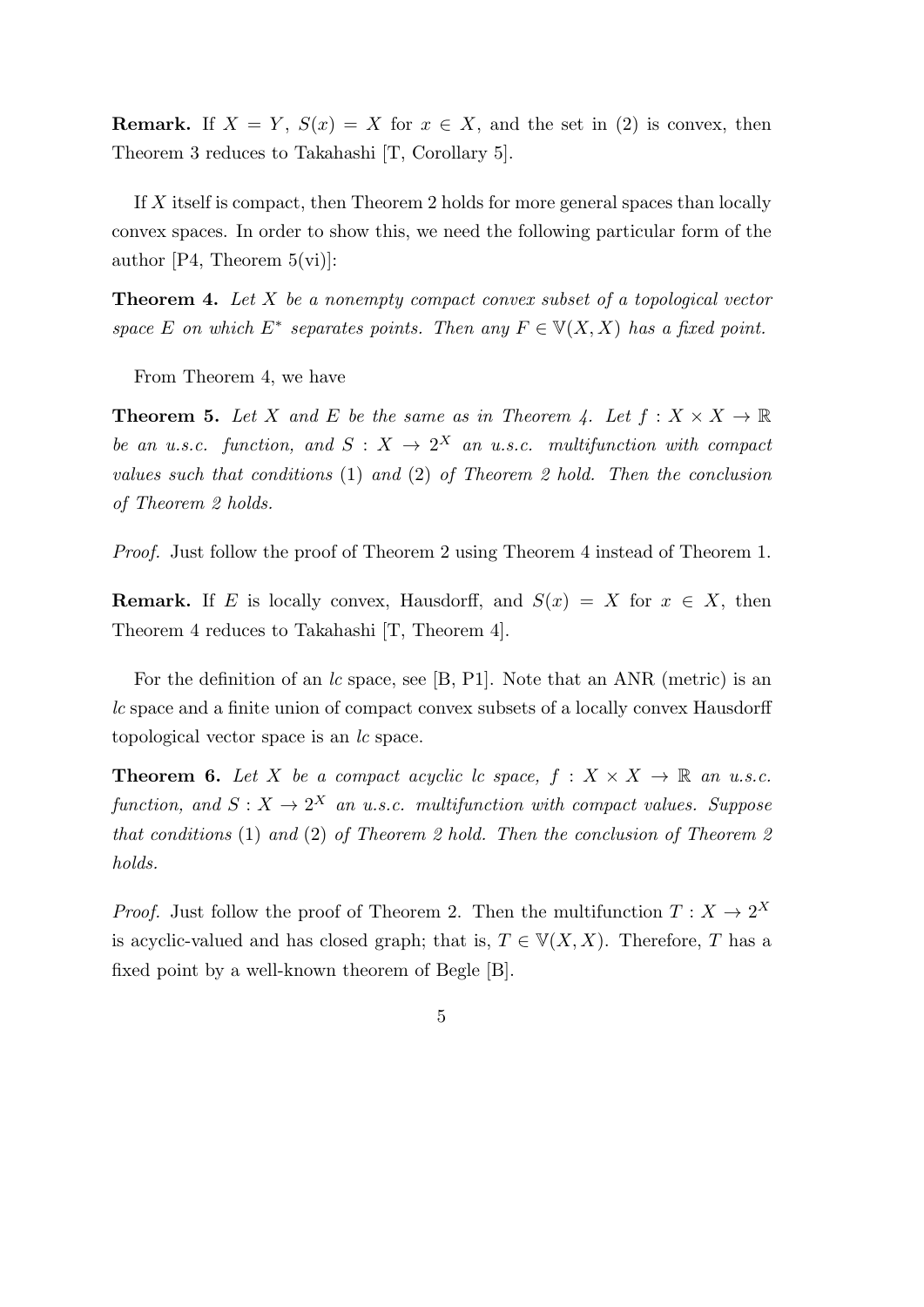**Remark.** If $X = Y$, $S(x) = X$ for $x \in X$, and the set in (2) is convex, then Theorem 3 reduces to Takahashi [T, Corollary 5].

If $X$ itself is compact, then Theorem 2 holds for more general spaces than locally convex spaces. In order to show this, we need the following particular form of the author [P4, Theorem 5(vi)]:

**Theorem 4.** *Let $X$ be a nonempty compact convex subset of a topological vector space $E$ on which $E^*$ separates points. Then any $F \in \mathbb{V}(X, X)$ has a fixed point.*

From Theorem 4, we have

**Theorem 5.** *Let $X$ and $E$ be the same as in Theorem 4. Let $f : X \times X \to \mathbb{R}$ be an u.s.c. function, and $S : X \to 2^X$ an u.s.c. multifunction with compact values such that conditions* (1) *and* (2) *of Theorem 2 hold. Then the conclusion of Theorem 2 holds.*

*Proof.* Just follow the proof of Theorem 2 using Theorem 4 instead of Theorem 1.

**Remark.** If $E$ is locally convex, Hausdorff, and $S(x) = X$ for $x \in X$, then Theorem 4 reduces to Takahashi [T, Theorem 4].

For the definition of an *lc* space, see [B, P1]. Note that an ANR (metric) is an *lc* space and a finite union of compact convex subsets of a locally convex Hausdorff topological vector space is an *lc* space.

**Theorem 6.** *Let $X$ be a compact acyclic lc space, $f : X \times X \to \mathbb{R}$ an u.s.c. function, and $S : X \to 2^X$ an u.s.c. multifunction with compact values. Suppose that conditions* (1) *and* (2) *of Theorem 2 hold. Then the conclusion of Theorem 2 holds.*

*Proof.* Just follow the proof of Theorem 2. Then the multifunction $T : X \to 2^X$ is acyclic-valued and has closed graph; that is, $T \in \mathbb{V}(X, X)$. Therefore, $T$ has a fixed point by a well-known theorem of Begle [B].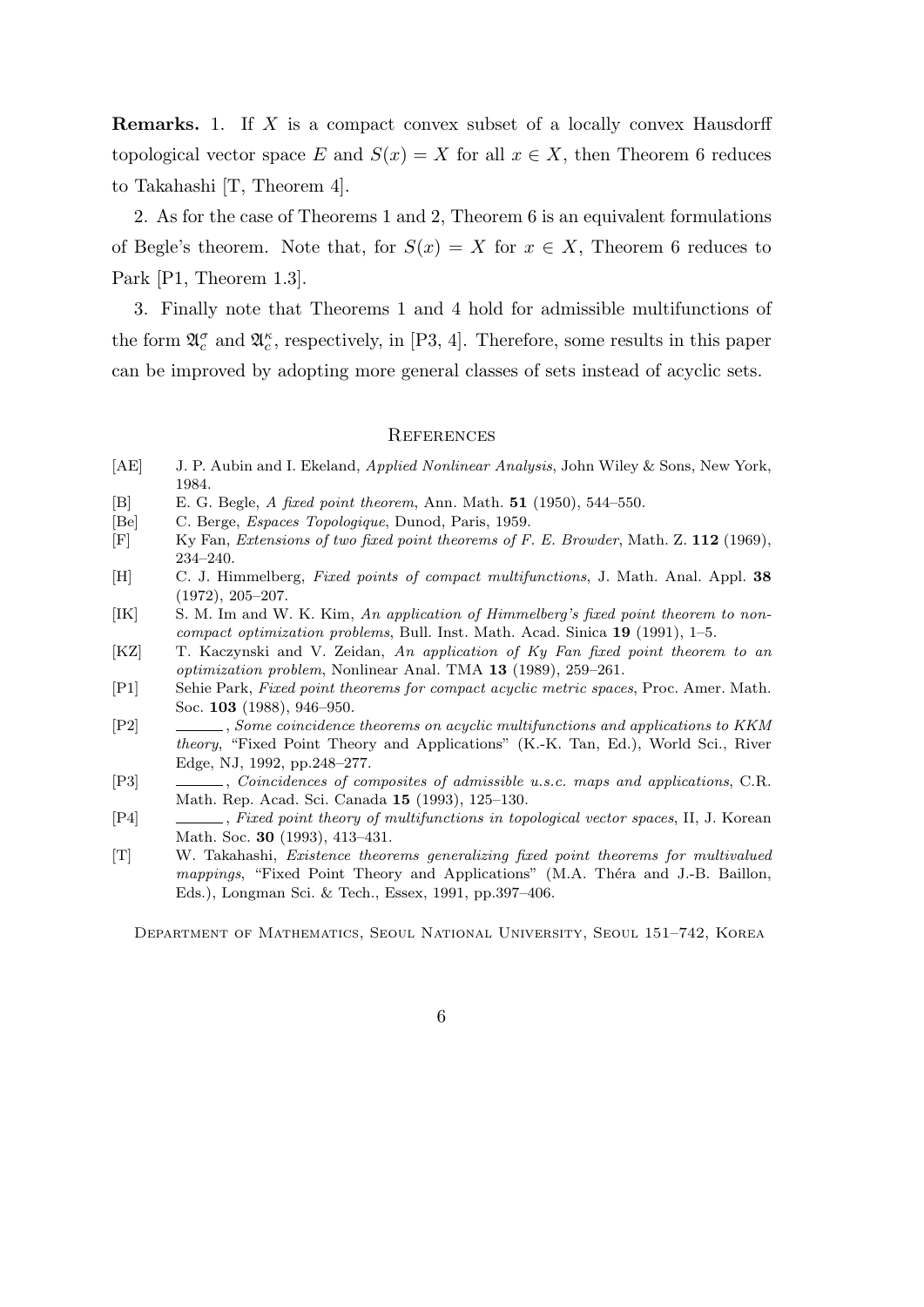**Remarks.** 1. If $X$ is a compact convex subset of a locally convex Hausdorff topological vector space $E$ and $S(x) = X$ for all $x \in X$, then Theorem 6 reduces to Takahashi [T, Theorem 4].

2. As for the case of Theorems 1 and 2, Theorem 6 is an equivalent formulations of Begle's theorem. Note that, for $S(x) = X$ for $x \in X$, Theorem 6 reduces to Park [P1, Theorem 1.3].

3. Finally note that Theorems 1 and 4 hold for admissible multifunctions of the form $\mathfrak{A}_c^\sigma$ and $\mathfrak{A}_c^\kappa$, respectively, in [P3, 4]. Therefore, some results in this paper can be improved by adopting more general classes of sets instead of acyclic sets.

## References

[AE] J. P. Aubin and I. Ekeland, *Applied Nonlinear Analysis*, John Wiley & Sons, New York, 1984.

[B] E. G. Begle, *A fixed point theorem*, Ann. Math. **51** (1950), 544–550.

[Be] C. Berge, *Espaces Topologique*, Dunod, Paris, 1959.

[F] Ky Fan, *Extensions of two fixed point theorems of F. E. Browder*, Math. Z. **112** (1969), 234–240.

[H] C. J. Himmelberg, *Fixed points of compact multifunctions*, J. Math. Anal. Appl. **38** (1972), 205–207.

[IK] S. M. Im and W. K. Kim, *An application of Himmelberg's fixed point theorem to non-compact optimization problems*, Bull. Inst. Math. Acad. Sinica **19** (1991), 1–5.

[KZ] T. Kaczynski and V. Zeidan, *An application of Ky Fan fixed point theorem to an optimization problem*, Nonlinear Anal. TMA **13** (1989), 259–261.

[P1] Sehie Park, *Fixed point theorems for compact acyclic metric spaces*, Proc. Amer. Math. Soc. **103** (1988), 946–950.

[P2] ———, *Some coincidence theorems on acyclic multifunctions and applications to KKM theory*, "Fixed Point Theory and Applications" (K.-K. Tan, Ed.), World Sci., River Edge, NJ, 1992, pp.248–277.

[P3] ———, *Coincidences of composites of admissible u.s.c. maps and applications*, C.R. Math. Rep. Acad. Sci. Canada **15** (1993), 125–130.

[P4] ———, *Fixed point theory of multifunctions in topological vector spaces*, II, J. Korean Math. Soc. **30** (1993), 413–431.

[T] W. Takahashi, *Existence theorems generalizing fixed point theorems for multivalued mappings*, "Fixed Point Theory and Applications" (M.A. Théra and J.-B. Baillon, Eds.), Longman Sci. & Tech., Essex, 1991, pp.397–406.

Department of Mathematics, Seoul National University, Seoul 151–742, Korea